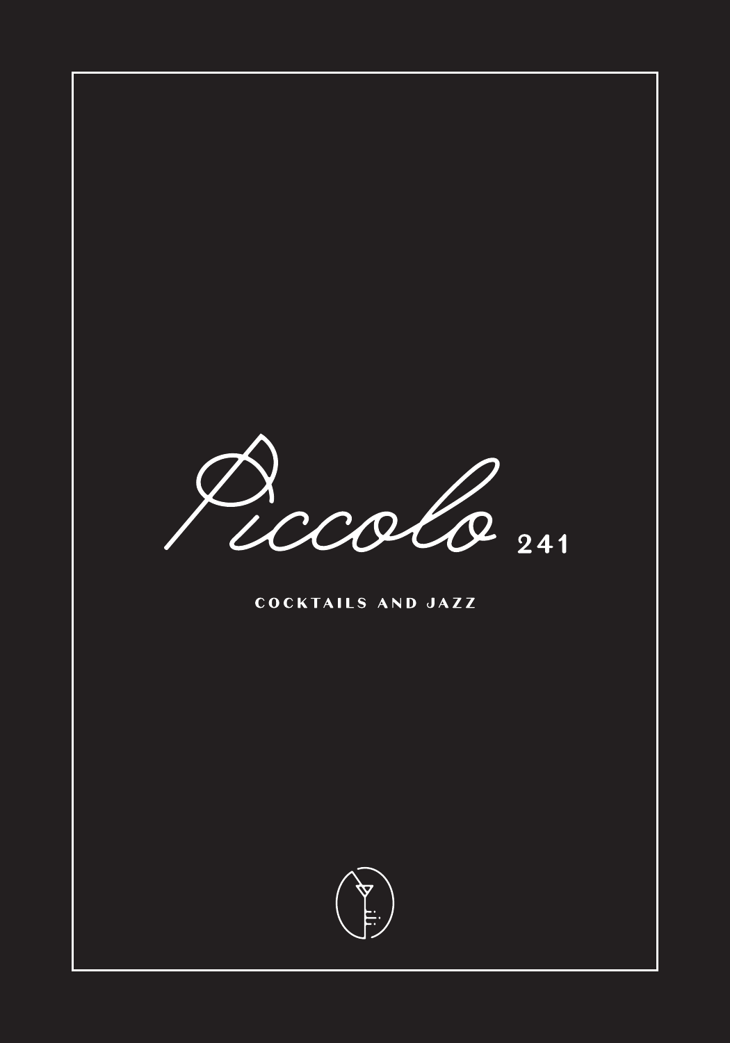# Piccolo 241

COCKTAILS AND JAZZ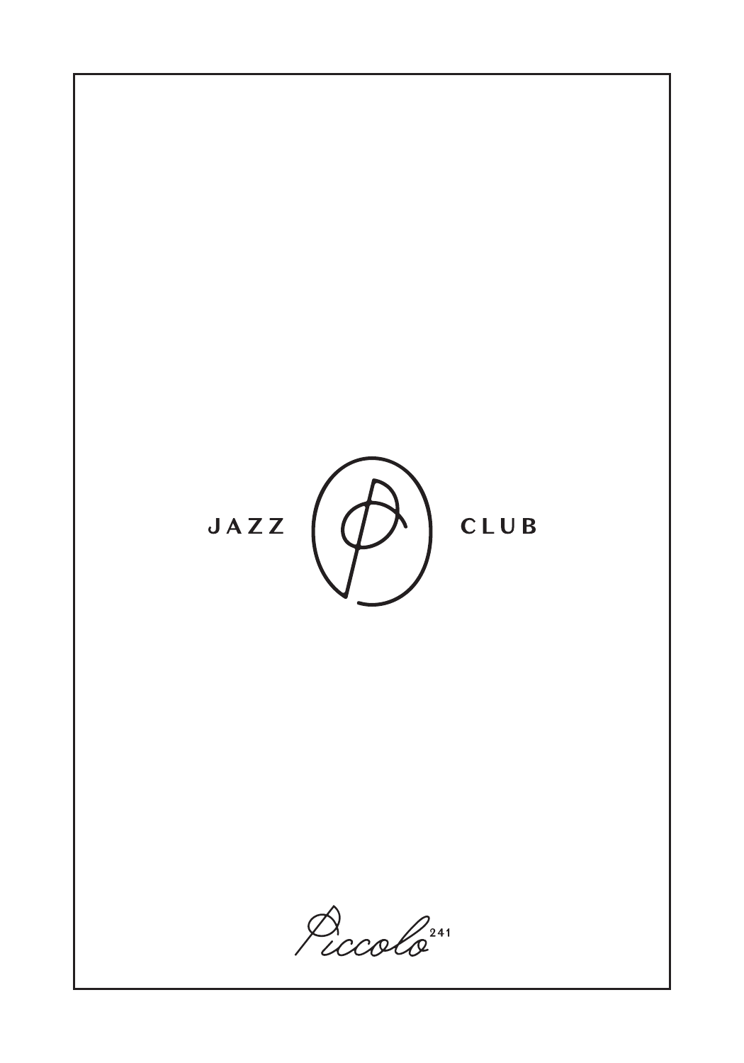JAZZ CLUB

Piccolo 241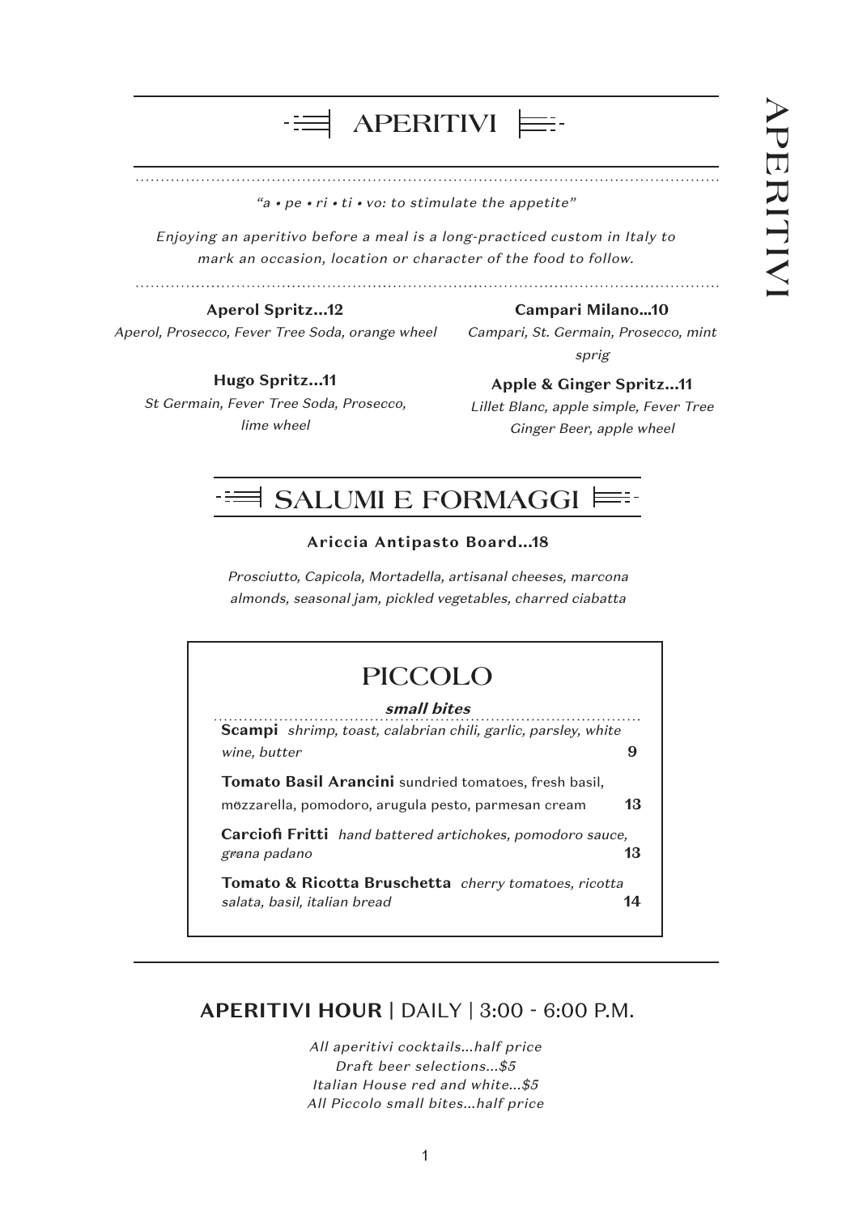# APERITIVI

*"a • pe • ri • ti • vo: to stimulate the appetite"*

*Enjoying an aperitivo before a meal is a long-practiced custom in Italy to mark an occasion, location or character of the food to follow.*

**Aperol Spritz...12**
*Aperol, Prosecco, Fever Tree Soda, orange wheel*

**Hugo Spritz...11**
*St Germain, Fever Tree Soda, Prosecco, lime wheel*

**Campari Milano...10**
*Campari, St. Germain, Prosecco, mint sprig*

**Apple & Ginger Spritz...11**
*Lillet Blanc, apple simple, Fever Tree Ginger Beer, apple wheel*

# SALUMI E FORMAGGI

**Ariccia Antipasto Board...18**

*Prosciutto, Capicola, Mortadella, artisanal cheeses, marcona almonds, seasonal jam, pickled vegetables, charred ciabatta*

## PICCOLO

***small bites***

**Scampi** *shrimp, toast, calabrian chili, garlic, parsley, white wine, butter* **9**

**Tomato Basil Arancini** sundried tomatoes, fresh basil, mozzarella, pomodoro, arugula pesto, parmesan cream **13**

**Carciofi Fritti** *hand battered artichokes, pomodoro sauce, grana padano* **13**

**Tomato & Ricotta Bruschetta** *cherry tomatoes, ricotta salata, basil, italian bread* **14**

## APERITIVI HOUR | DAILY | 3:00 - 6:00 P.M.

*All aperitivi cocktails...half price*
*Draft beer selections...$5*
*Italian House red and white...$5*
*All Piccolo small bites...half price*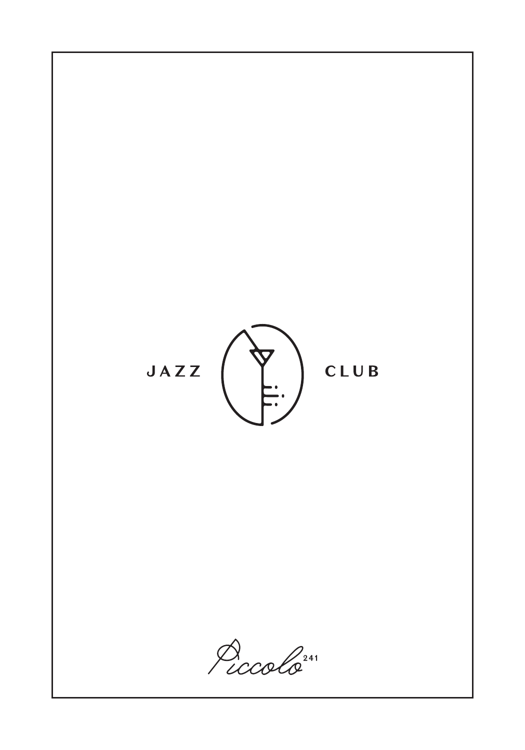# JAZZ CLUB

Piccolo 241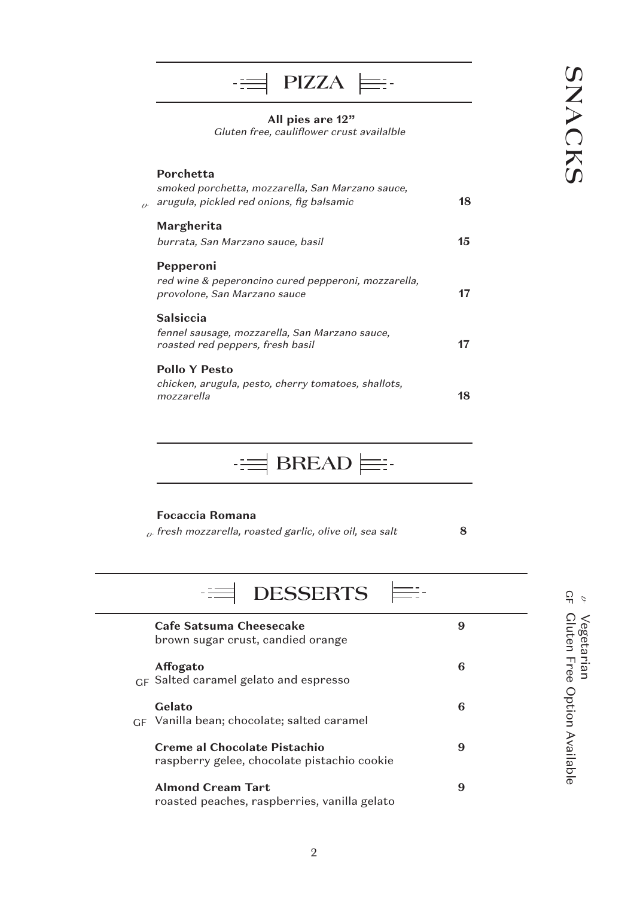# SNACKS

## PIZZA

**All pies are 12"**
*Gluten free, cauliflower crust availalble*

**Porchetta**
*smoked porchetta, mozzarella, San Marzano sauce, arugula, pickled red onions, fig balsamic* — **18**

**Margherita** (v)
*burrata, San Marzano sauce, basil* — **15**

**Pepperoni**
*red wine & peperoncino cured pepperoni, mozzarella, provolone, San Marzano sauce* — **17**

**Salsiccia**
*fennel sausage, mozzarella, San Marzano sauce, roasted red peppers, fresh basil* — **17**

**Pollo Y Pesto**
*chicken, arugula, pesto, cherry tomatoes, shallots, mozzarella* — **18**

## BREAD

**Focaccia Romana** (v)
*fresh mozzarella, roasted garlic, olive oil, sea salt* — **8**

## DESSERTS

**Cafe Satsuma Cheesecake** — **9**
brown sugar crust, candied orange

**Affogato** (GF) — **6**
Salted caramel gelato and espresso

**Gelato** (GF) — **6**
Vanilla bean; chocolate; salted caramel

**Creme al Chocolate Pistachio** — **9**
raspberry gelee, chocolate pistachio cookie

**Almond Cream Tart** — **9**
roasted peaches, raspberries, vanilla gelato

v Vegetarian
GF Gluten Free Option Available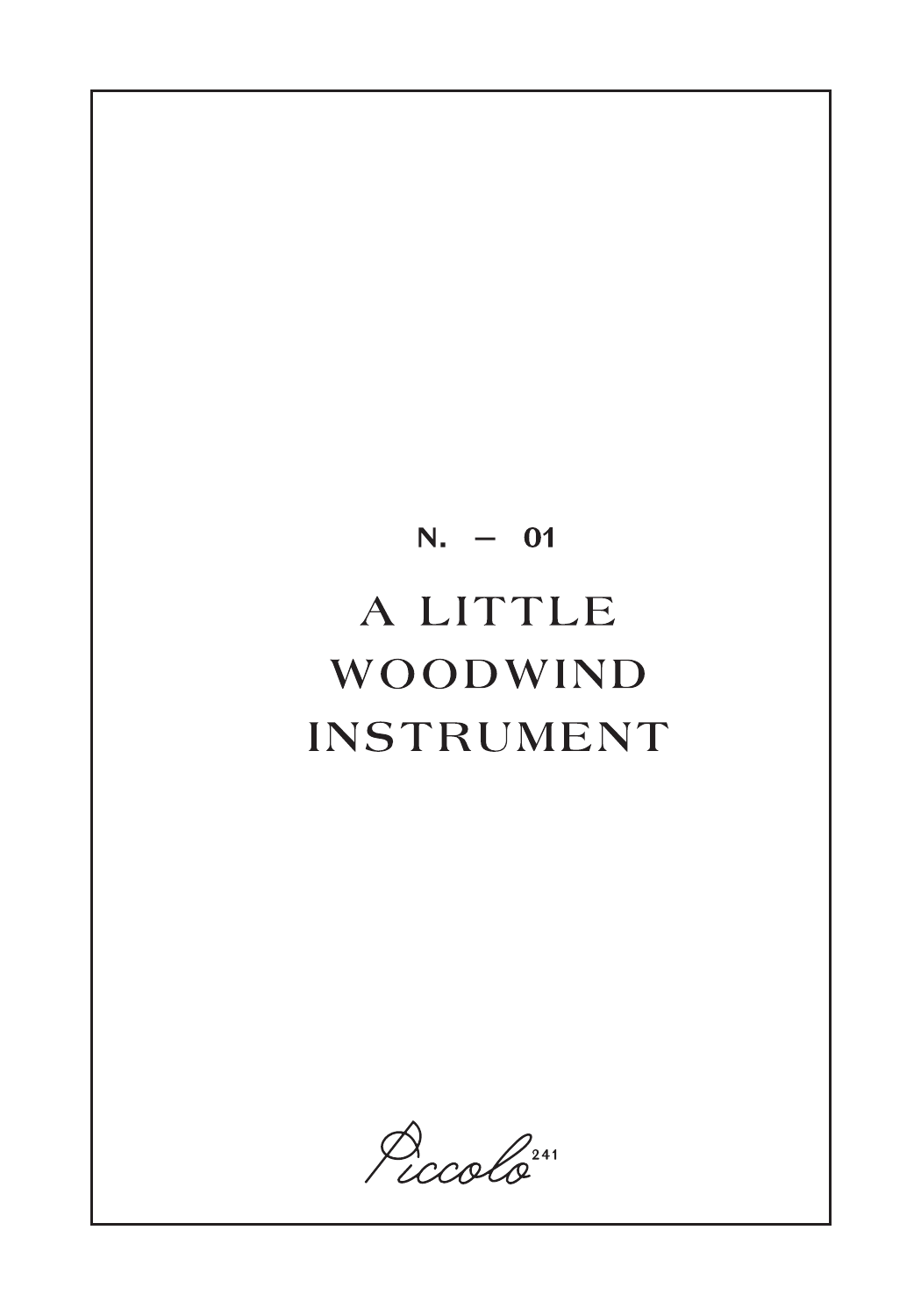N. — 01

# A LITTLE WOODWIND INSTRUMENT

Piccolo 241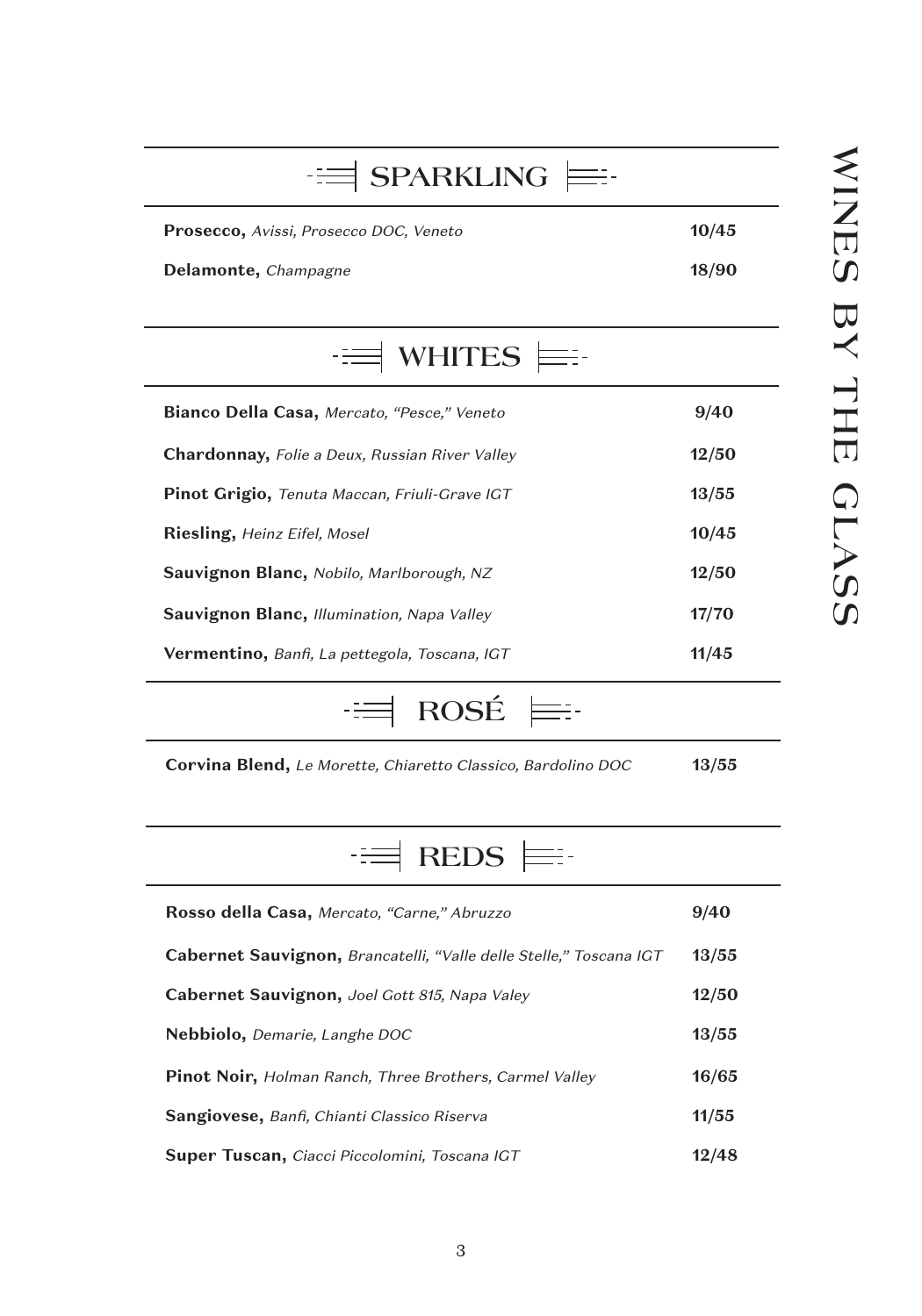# WINES BY THE GLASS

## SPARKLING

**Prosecco,** *Avissi, Prosecco DOC, Veneto* **10/45**

**Delamonte,** *Champagne* **18/90**

## WHITES

**Bianco Della Casa,** *Mercato, "Pesce," Veneto* **9/40**

**Chardonnay,** *Folie a Deux, Russian River Valley* **12/50**

**Pinot Grigio,** *Tenuta Maccan, Friuli-Grave IGT* **13/55**

**Riesling,** *Heinz Eifel, Mosel* **10/45**

**Sauvignon Blanc,** *Nobilo, Marlborough, NZ* **12/50**

**Sauvignon Blanc,** *Illumination, Napa Valley* **17/70**

**Vermentino,** *Banfi, La pettegola, Toscana, IGT* **11/45**

## ROSÉ

**Corvina Blend,** *Le Morette, Chiaretto Classico, Bardolino DOC* **13/55**

## REDS

**Rosso della Casa,** *Mercato, "Carne," Abruzzo* **9/40**

**Cabernet Sauvignon,** *Brancatelli, "Valle delle Stelle," Toscana IGT* **13/55**

**Cabernet Sauvignon,** *Joel Gott 815, Napa Valey* **12/50**

**Nebbiolo,** *Demarie, Langhe DOC* **13/55**

**Pinot Noir,** *Holman Ranch, Three Brothers, Carmel Valley* **16/65**

**Sangiovese,** *Banfi, Chianti Classico Riserva* **11/55**

**Super Tuscan,** *Ciacci Piccolomini, Toscana IGT* **12/48**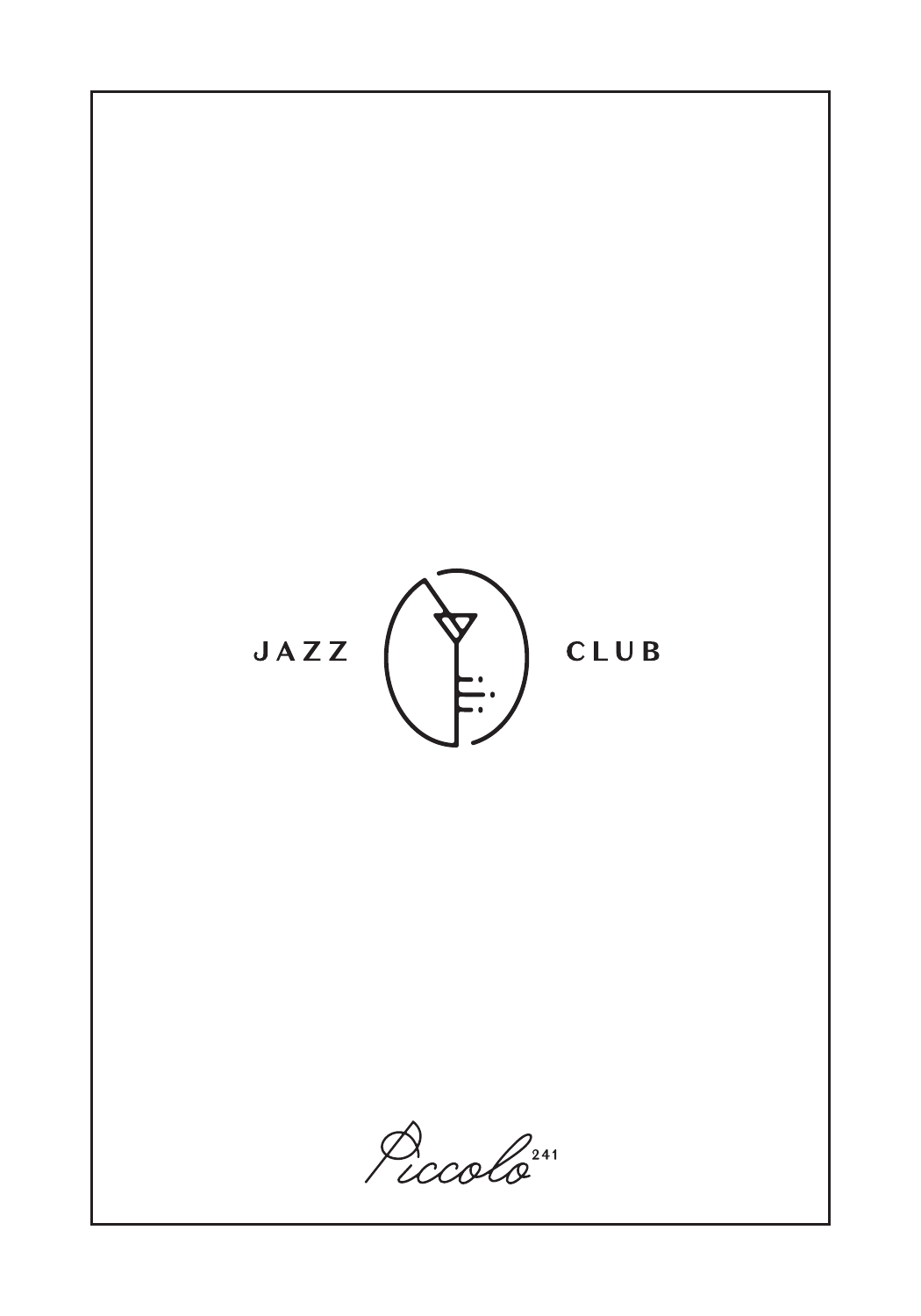JAZZ CLUB

Piccolo 241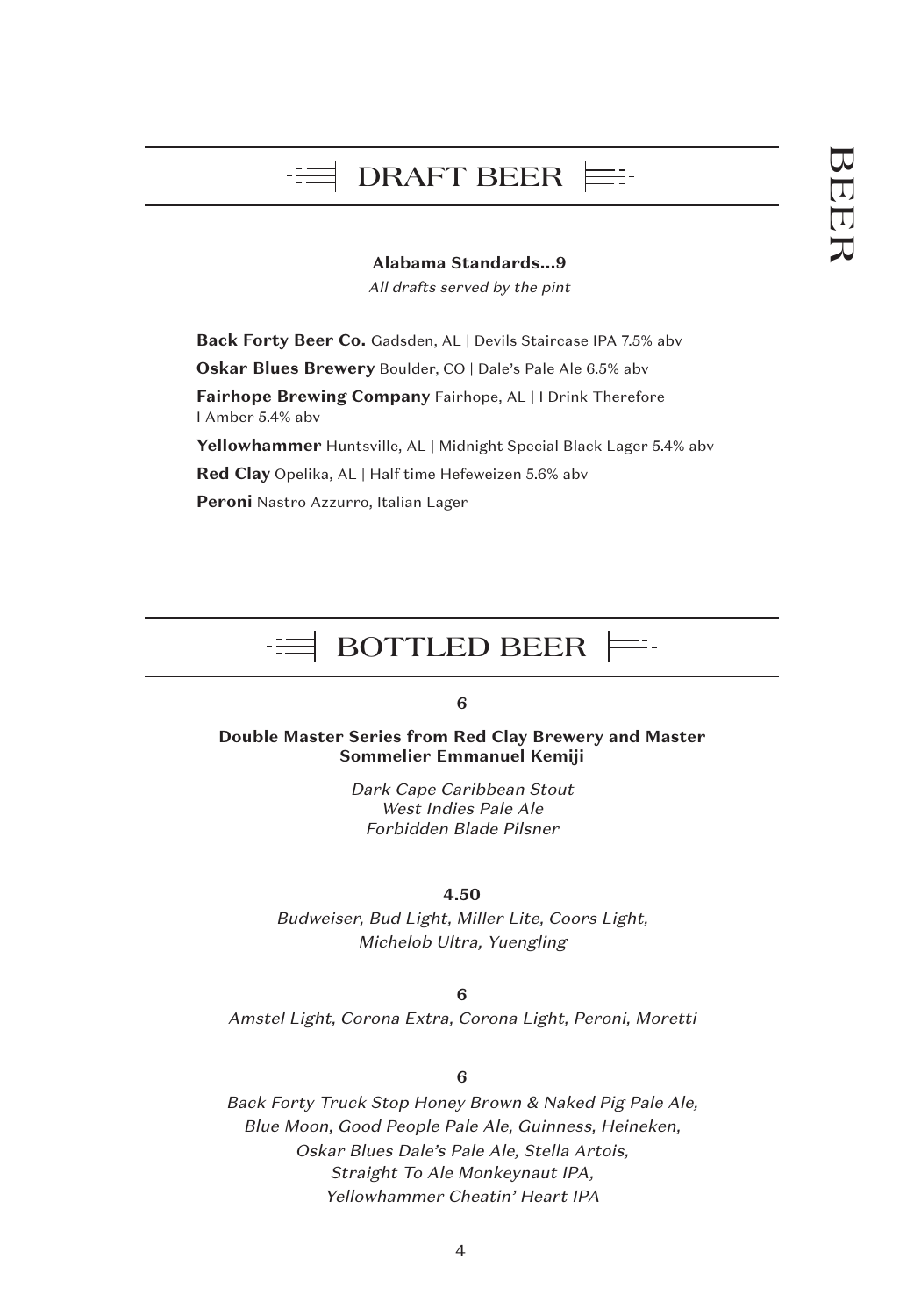## DRAFT BEER

**Alabama Standards…9**

*All drafts served by the pint*

**Back Forty Beer Co.** Gadsden, AL | Devils Staircase IPA 7.5% abv

**Oskar Blues Brewery** Boulder, CO | Dale's Pale Ale 6.5% abv

**Fairhope Brewing Company** Fairhope, AL | I Drink Therefore I Amber 5.4% abv

**Yellowhammer** Huntsville, AL | Midnight Special Black Lager 5.4% abv

**Red Clay** Opelika, AL | Half time Hefeweizen 5.6% abv

**Peroni** Nastro Azzurro, Italian Lager

## BOTTLED BEER

**6**

**Double Master Series from Red Clay Brewery and Master Sommelier Emmanuel Kemiji**

*Dark Cape Caribbean Stout*
*West Indies Pale Ale*
*Forbidden Blade Pilsner*

**4.50**

*Budweiser, Bud Light, Miller Lite, Coors Light, Michelob Ultra, Yuengling*

**6**

*Amstel Light, Corona Extra, Corona Light, Peroni, Moretti*

**6**

*Back Forty Truck Stop Honey Brown & Naked Pig Pale Ale, Blue Moon, Good People Pale Ale, Guinness, Heineken, Oskar Blues Dale's Pale Ale, Stella Artois, Straight To Ale Monkeynaut IPA, Yellowhammer Cheatin' Heart IPA*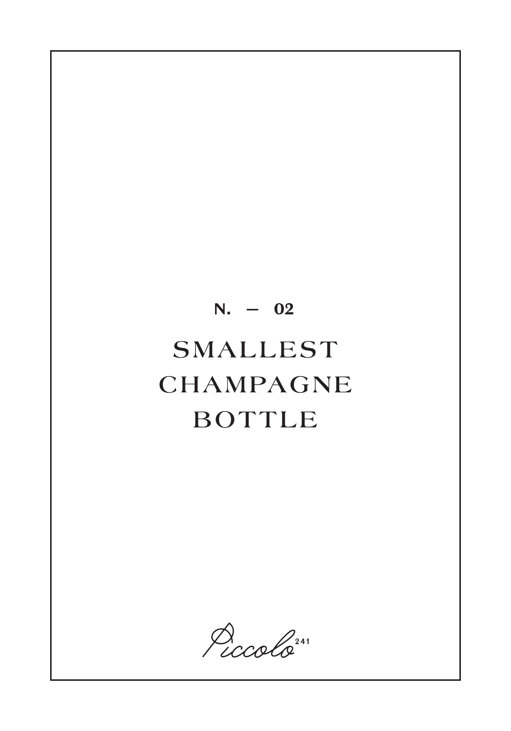N. — 02

# SMALLEST CHAMPAGNE BOTTLE

Piccolo 241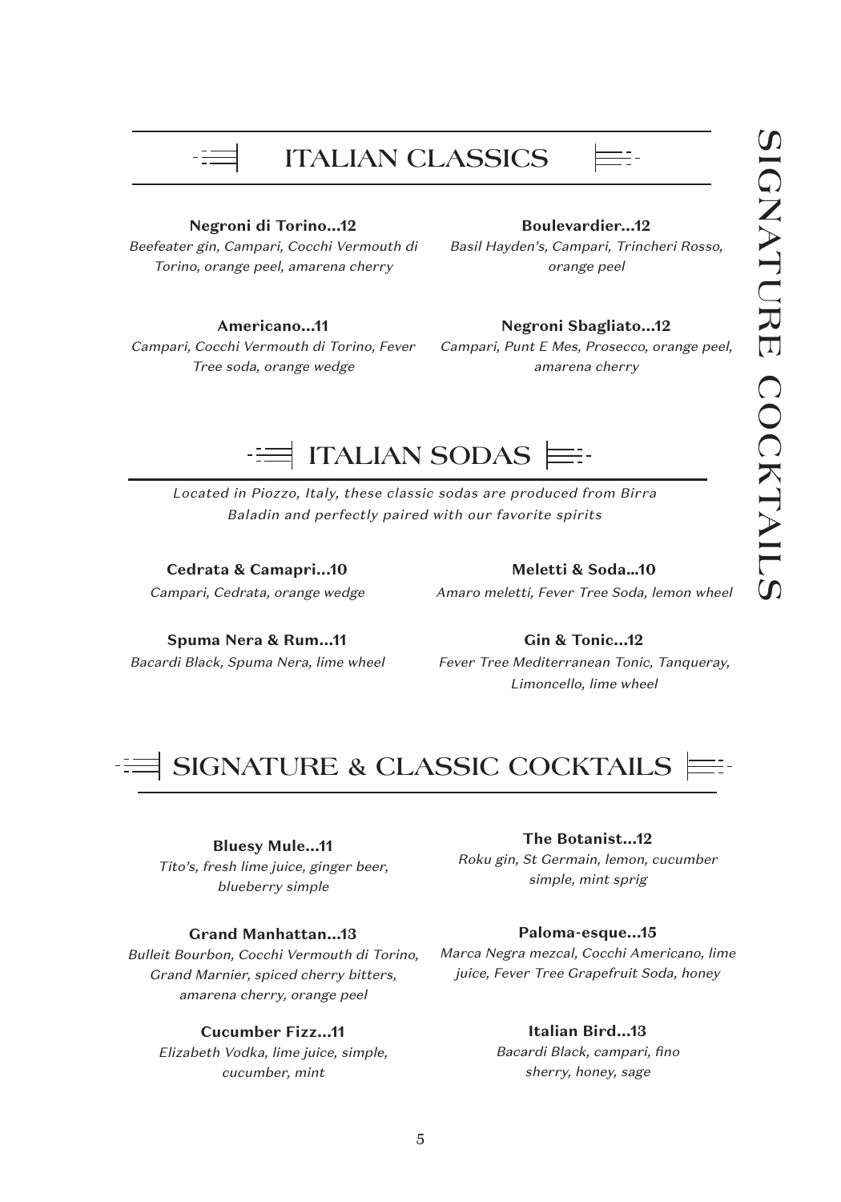## ITALIAN CLASSICS

**Negroni di Torino...12**
*Beefeater gin, Campari, Cocchi Vermouth di Torino, orange peel, amarena cherry*

**Americano...11**
*Campari, Cocchi Vermouth di Torino, Fever Tree soda, orange wedge*

**Boulevardier...12**
*Basil Hayden's, Campari, Trincheri Rosso, orange peel*

**Negroni Sbagliato...12**
*Campari, Punt E Mes, Prosecco, orange peel, amarena cherry*

## ITALIAN SODAS

*Located in Piozzo, Italy, these classic sodas are produced from Birra Baladin and perfectly paired with our favorite spirits*

**Cedrata & Camapri...10**
*Campari, Cedrata, orange wedge*

**Spuma Nera & Rum...11**
*Bacardi Black, Spuma Nera, lime wheel*

**Meletti & Soda...10**
*Amaro meletti, Fever Tree Soda, lemon wheel*

**Gin & Tonic...12**
*Fever Tree Mediterranean Tonic, Tanqueray, Limoncello, lime wheel*

## SIGNATURE & CLASSIC COCKTAILS

**Bluesy Mule...11**
*Tito's, fresh lime juice, ginger beer, blueberry simple*

**Grand Manhattan...13**
*Bulleit Bourbon, Cocchi Vermouth di Torino, Grand Marnier, spiced cherry bitters, amarena cherry, orange peel*

**Cucumber Fizz...11**
*Elizabeth Vodka, lime juice, simple, cucumber, mint*

**The Botanist...12**
*Roku gin, St Germain, lemon, cucumber simple, mint sprig*

**Paloma-esque...15**
*Marca Negra mezcal, Cocchi Americano, lime juice, Fever Tree Grapefruit Soda, honey*

**Italian Bird...13**
*Bacardi Black, campari, fino sherry, honey, sage*

SIGNATURE COCKTAILS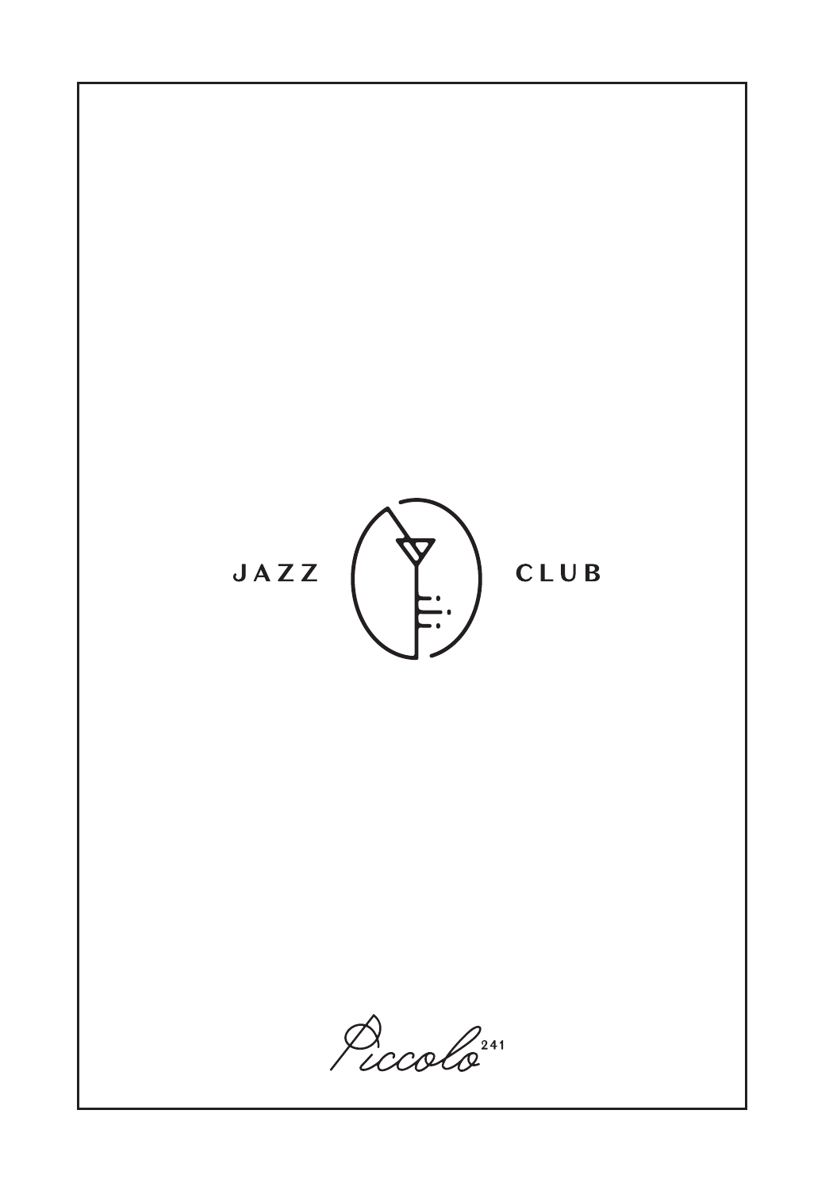# JAZZ CLUB

Piccolo 241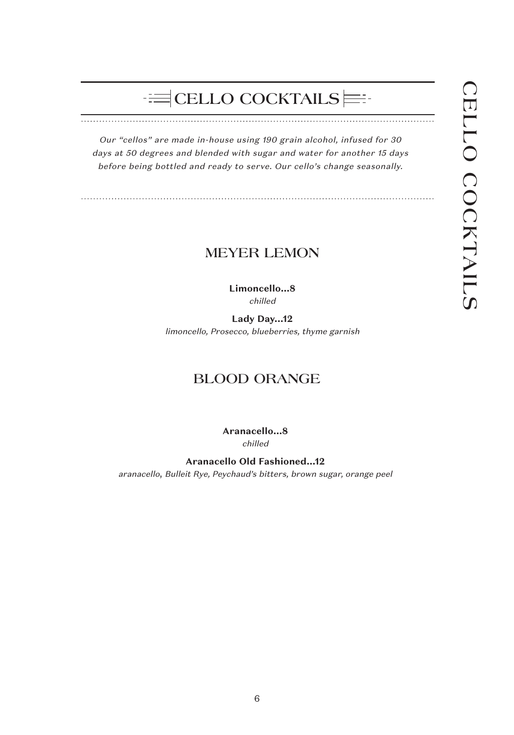# CELLO COCKTAILS

*Our "cellos" are made in-house using 190 grain alcohol, infused for 30 days at 50 degrees and blended with sugar and water for another 15 days before being bottled and ready to serve. Our cello's change seasonally.*

## MEYER LEMON

**Limoncello...8**
*chilled*

**Lady Day...12**
*limoncello, Prosecco, blueberries, thyme garnish*

## BLOOD ORANGE

**Aranacello...8**
*chilled*

**Aranacello Old Fashioned...12**
*aranacello, Bulleit Rye, Peychaud's bitters, brown sugar, orange peel*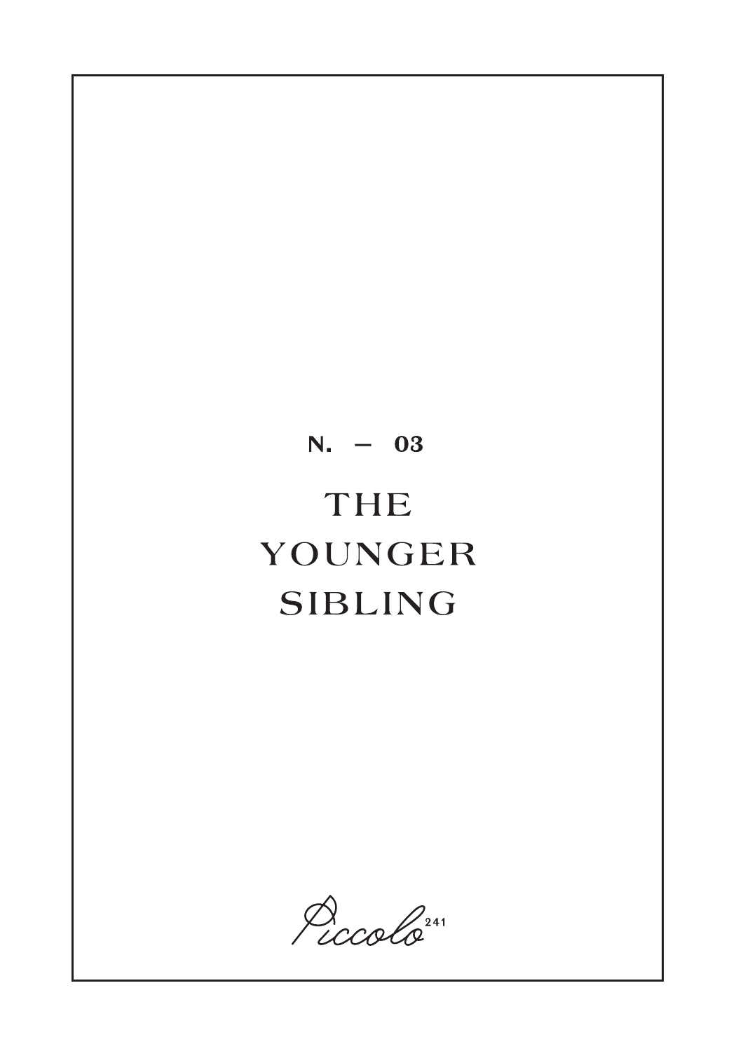N. — 03

# THE YOUNGER SIBLING

Piccolo 241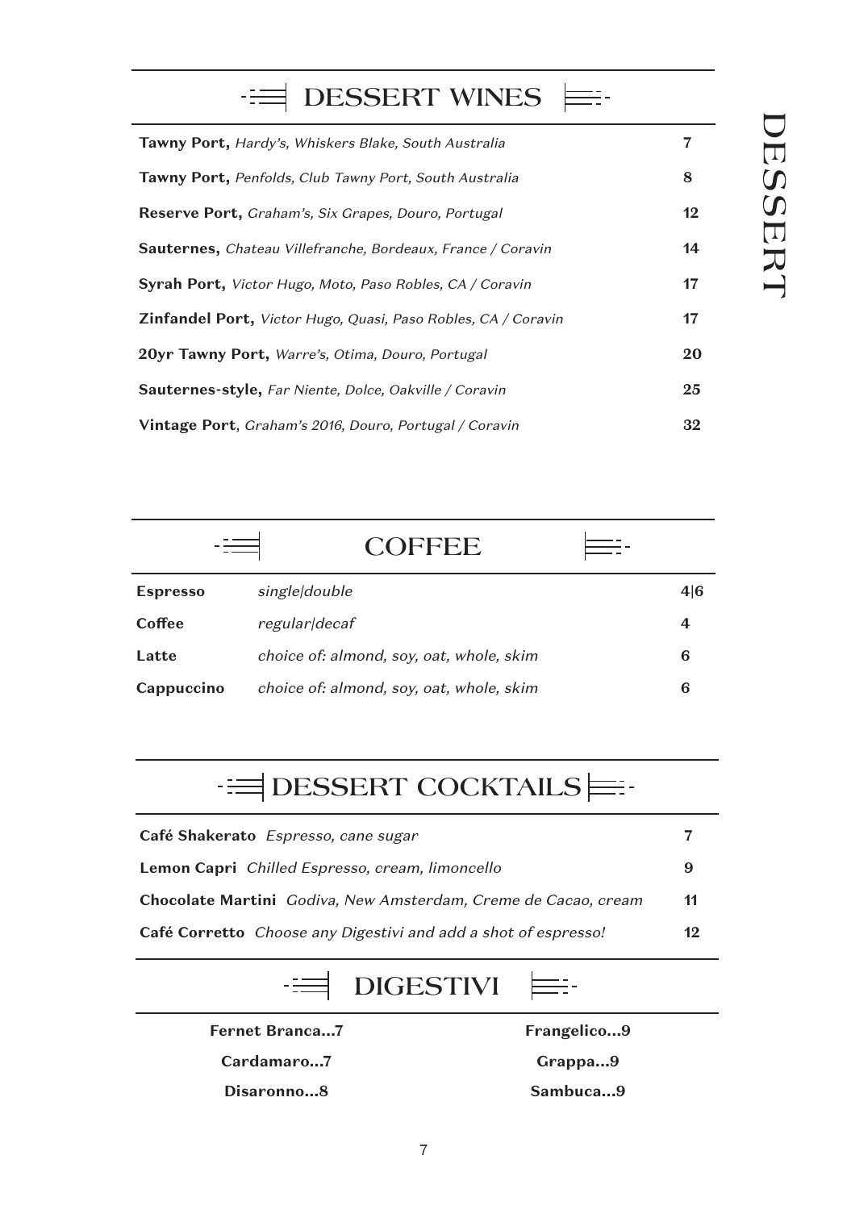# DESSERT

## DESSERT WINES

| Item | Price |
| --- | --- |
| **Tawny Port,** *Hardy's, Whiskers Blake, South Australia* | 7 |
| **Tawny Port,** *Penfolds, Club Tawny Port, South Australia* | 8 |
| **Reserve Port,** *Graham's, Six Grapes, Douro, Portugal* | 12 |
| **Sauternes,** *Chateau Villefranche, Bordeaux, France / Coravin* | 14 |
| **Syrah Port,** *Victor Hugo, Moto, Paso Robles, CA / Coravin* | 17 |
| **Zinfandel Port,** *Victor Hugo, Quasi, Paso Robles, CA / Coravin* | 17 |
| **20yr Tawny Port,** *Warre's, Otima, Douro, Portugal* | 20 |
| **Sauternes-style,** *Far Niente, Dolce, Oakville / Coravin* | 25 |
| **Vintage Port**, *Graham's 2016, Douro, Portugal / Coravin* | 32 |

## COFFEE

| Item | Description | Price |
| --- | --- | --- |
| **Espresso** | *single\|double* | 4\|6 |
| **Coffee** | *regular\|decaf* | 4 |
| **Latte** | *choice of: almond, soy, oat, whole, skim* | 6 |
| **Cappuccino** | *choice of: almond, soy, oat, whole, skim* | 6 |

## DESSERT COCKTAILS

| Item | Price |
| --- | --- |
| **Café Shakerato** *Espresso, cane sugar* | 7 |
| **Lemon Capri** *Chilled Espresso, cream, limoncello* | 9 |
| **Chocolate Martini** *Godiva, New Amsterdam, Creme de Cacao, cream* | 11 |
| **Café Corretto** *Choose any Digestivi and add a shot of espresso!* | 12 |

## DIGESTIVI

**Fernet Branca...7**

**Cardamaro...7**

**Disaronno...8**

**Frangelico...9**

**Grappa...9**

**Sambuca...9**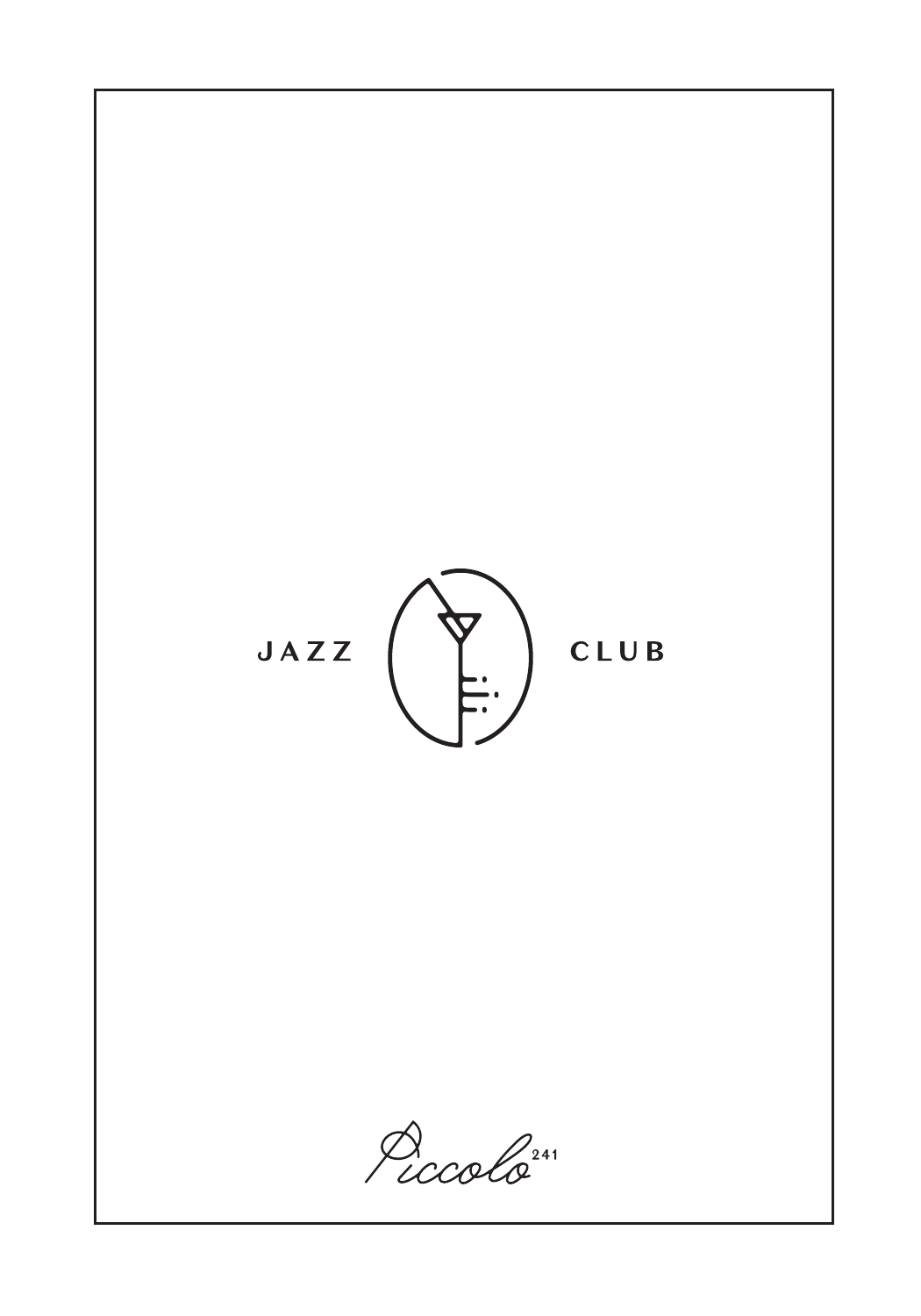# JAZZ CLUB

Piccolo[241]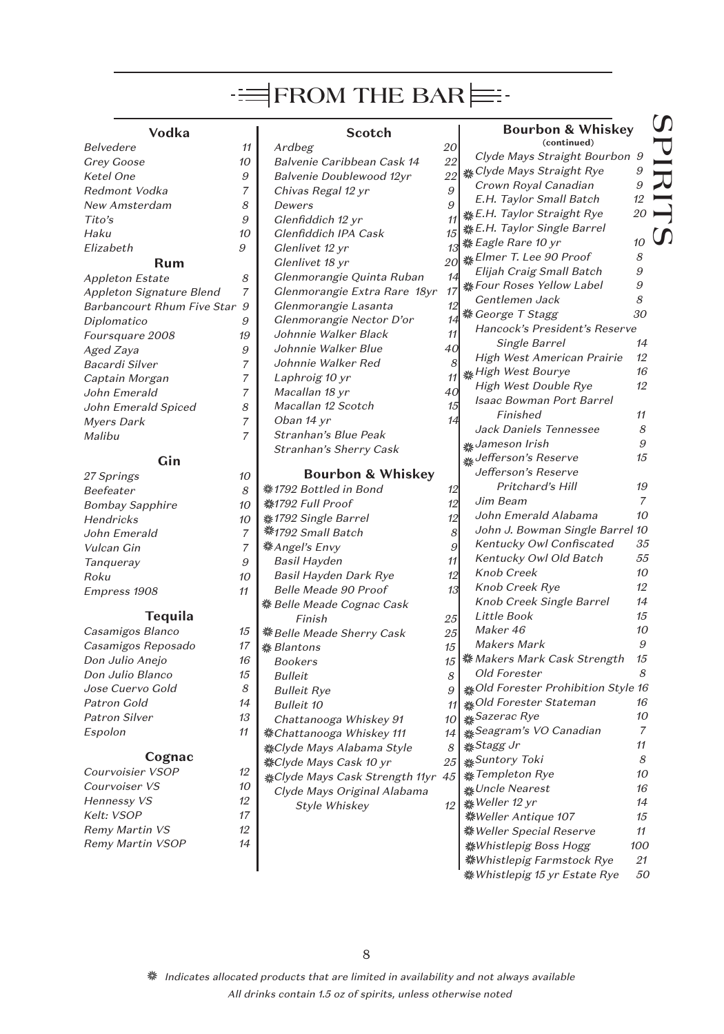# FROM THE BAR

## SPIRITS

### Vodka

| Item | Price |
| --- | --- |
| Belvedere | 11 |
| Grey Goose | 10 |
| Ketel One | 9 |
| Redmont Vodka | 7 |
| New Amsterdam | 8 |
| Tito's | 9 |
| Haku | 10 |
| Elizabeth | 9 |

### Rum

| Item | Price |
| --- | --- |
| Appleton Estate | 8 |
| Appleton Signature Blend | 7 |
| Barbancourt Rhum Five Star | 9 |
| Diplomatico | 9 |
| Foursquare 2008 | 19 |
| Aged Zaya | 9 |
| Bacardi Silver | 7 |
| Captain Morgan | 7 |
| John Emerald | 7 |
| John Emerald Spiced | 8 |
| Myers Dark | 7 |
| Malibu | 7 |

### Gin

| Item | Price |
| --- | --- |
| 27 Springs | 10 |
| Beefeater | 8 |
| Bombay Sapphire | 10 |
| Hendricks | 10 |
| John Emerald | 7 |
| Vulcan Gin | 7 |
| Tanqueray | 9 |
| Roku | 10 |
| Empress 1908 | 11 |

### Tequila

| Item | Price |
| --- | --- |
| Casamigos Blanco | 15 |
| Casamigos Reposado | 17 |
| Don Julio Anejo | 16 |
| Don Julio Blanco | 15 |
| Jose Cuervo Gold | 8 |
| Patron Gold | 14 |
| Patron Silver | 13 |
| Espolon | 11 |

### Cognac

| Item | Price |
| --- | --- |
| Courvoisier VSOP | 12 |
| Courvoiser VS | 10 |
| Hennessy VS | 12 |
| Kelt: VSOP | 17 |
| Remy Martin VS | 12 |
| Remy Martin VSOP | 14 |

### Scotch

| Item | Price |
| --- | --- |
| Ardbeg | 20 |
| Balvenie Caribbean Cask 14 | 22 |
| Balvenie Doublewood 12yr | 22 |
| Chivas Regal 12 yr | 9 |
| Dewers | 9 |
| Glenfiddich 12 yr | 11 |
| Glenfiddich IPA Cask | 15 |
| Glenlivet 12 yr | 13 |
| Glenlivet 18 yr | 20 |
| Glenmorangie Quinta Ruban | 14 |
| Glenmorangie Extra Rare 18yr | 17 |
| Glenmorangie Lasanta | 12 |
| Glenmorangie Nector D'or | 14 |
| Johnnie Walker Black | 11 |
| Johnnie Walker Blue | 40 |
| Johnnie Walker Red | 8 |
| Laphroig 10 yr | 11 |
| Macallan 18 yr | 40 |
| Macallan 12 Scotch | 15 |
| Oban 14 yr | 14 |
| Stranhan's Blue Peak | |
| Stranhan's Sherry Cask | |

### Bourbon & Whiskey

| Item | Price |
| --- | --- |
| ❋1792 Bottled in Bond | 12 |
| ❋1792 Full Proof | 12 |
| ❋1792 Single Barrel | 12 |
| ❋1792 Small Batch | 8 |
| ❋Angel's Envy | 9 |
| Basil Hayden | 11 |
| Basil Hayden Dark Rye | 12 |
| Belle Meade 90 Proof | 13 |
| ❋Belle Meade Cognac Cask Finish | 25 |
| ❋Belle Meade Sherry Cask | 25 |
| ❋Blantons | 15 |
| Bookers | 15 |
| Bulleit | 8 |
| Bulleit Rye | 9 |
| Bulleit 10 | 11 |
| Chattanooga Whiskey 91 | 10 |
| ❋Chattanooga Whiskey 111 | 14 |
| ❋Clyde Mays Alabama Style | 8 |
| ❋Clyde Mays Cask 10 yr | 25 |
| ❋Clyde Mays Cask Strength 11yr | 45 |
| Clyde Mays Original Alabama Style Whiskey | 12 |

### Bourbon & Whiskey (continued)

| Item | Price |
| --- | --- |
| Clyde Mays Straight Bourbon | 9 |
| ❋Clyde Mays Straight Rye | 9 |
| Crown Royal Canadian | 9 |
| E.H. Taylor Small Batch | 12 |
| ❋E.H. Taylor Straight Rye | 20 |
| ❋E.H. Taylor Single Barrel | |
| ❋Eagle Rare 10 yr | 10 |
| ❋Elmer T. Lee 90 Proof | 8 |
| Elijah Craig Small Batch | 9 |
| ❋Four Roses Yellow Label | 9 |
| Gentlemen Jack | 8 |
| ❋George T Stagg | 30 |
| Hancock's President's Reserve Single Barrel | 14 |
| High West American Prairie | 12 |
| ❋High West Bourye | 16 |
| High West Double Rye | 12 |
| Isaac Bowman Port Barrel Finished | 11 |
| Jack Daniels Tennessee | 8 |
| ❋Jameson Irish | 9 |
| ❋Jefferson's Reserve | 15 |
| Jefferson's Reserve Pritchard's Hill | 19 |
| Jim Beam | 7 |
| John Emerald Alabama | 10 |
| John J. Bowman Single Barrel | 10 |
| Kentucky Owl Confiscated | 35 |
| Kentucky Owl Old Batch | 55 |
| Knob Creek | 10 |
| Knob Creek Rye | 12 |
| Knob Creek Single Barrel | 14 |
| Little Book | 15 |
| Maker 46 | 10 |
| Makers Mark | 9 |
| ❋Makers Mark Cask Strength | 15 |
| Old Forester | 8 |
| ❋Old Forester Prohibition Style | 16 |
| ❋Old Forester Stateman | 16 |
| ❋Sazerac Rye | 10 |
| ❋Seagram's VO Canadian | 7 |
| ❋Stagg Jr | 11 |
| ❋Suntory Toki | 8 |
| ❋Templeton Rye | 10 |
| ❋Uncle Nearest | 16 |
| ❋Weller 12 yr | 14 |
| ❋Weller Antique 107 | 15 |
| ❋Weller Special Reserve | 11 |
| ❋Whistlepig Boss Hogg | 100 |
| ❋Whistlepig Farmstock Rye | 21 |
| ❋Whistlepig 15 yr Estate Rye | 50 |

❋ *Indicates allocated products that are limited in availability and not always available*

*All drinks contain 1.5 oz of spirits, unless otherwise noted*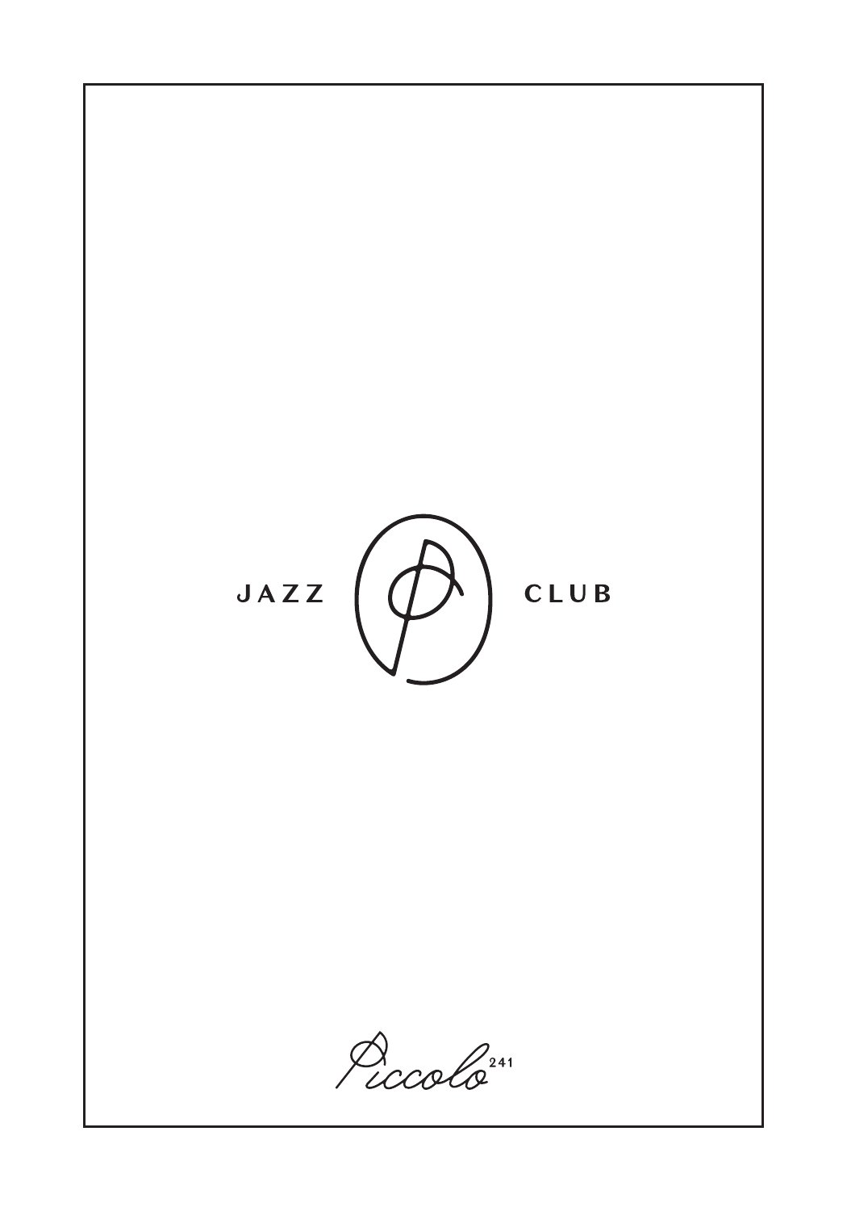JAZZ CLUB

Piccolo 241